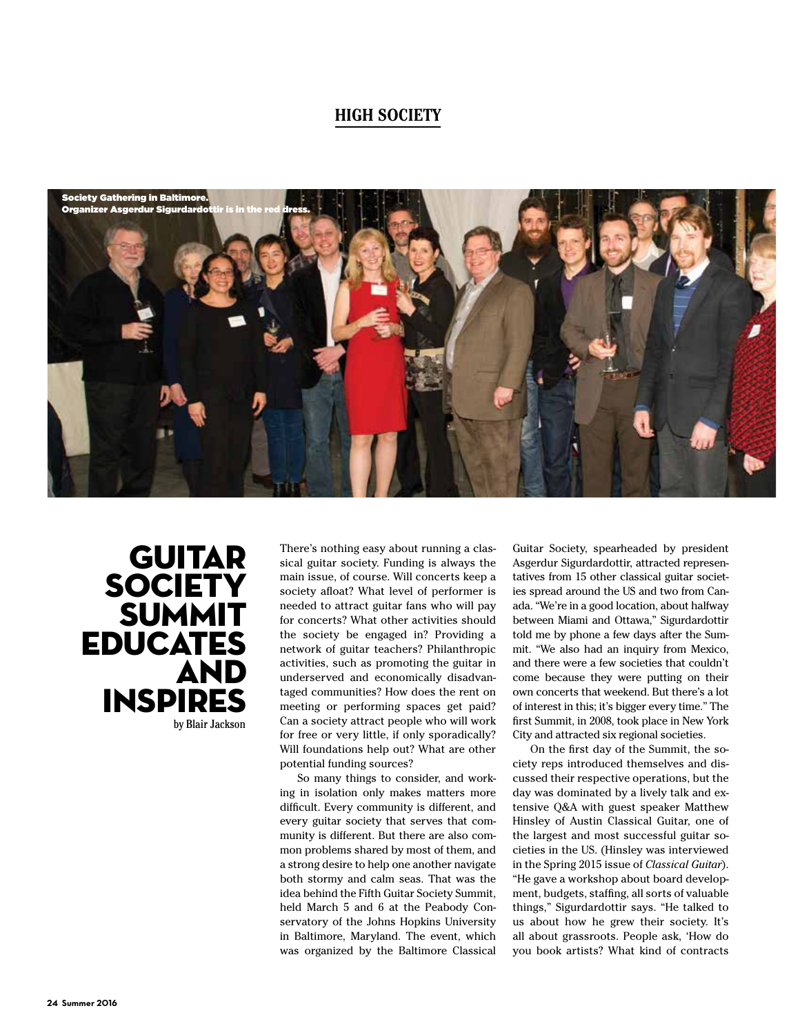# HIGH SOCIETY

Society Gathering in Baltimore.
Organizer Asgerdur Sigurdardottir is in the red dress.

## GUITAR SOCIETY SUMMIT EDUCATES AND INSPIRES

by Blair Jackson

There's nothing easy about running a classical guitar society. Funding is always the main issue, of course. Will concerts keep a society afloat? What level of performer is needed to attract guitar fans who will pay for concerts? What other activities should the society be engaged in? Providing a network of guitar teachers? Philanthropic activities, such as promoting the guitar in underserved and economically disadvantaged communities? How does the rent on meeting or performing spaces get paid? Can a society attract people who will work for free or very little, if only sporadically? Will foundations help out? What are other potential funding sources?

So many things to consider, and working in isolation only makes matters more difficult. Every community is different, and every guitar society that serves that community is different. But there are also common problems shared by most of them, and a strong desire to help one another navigate both stormy and calm seas. That was the idea behind the Fifth Guitar Society Summit, held March 5 and 6 at the Peabody Conservatory of the Johns Hopkins University in Baltimore, Maryland. The event, which was organized by the Baltimore Classical Guitar Society, spearheaded by president Asgerdur Sigurdardottir, attracted representatives from 15 other classical guitar societies spread around the US and two from Canada. "We're in a good location, about halfway between Miami and Ottawa," Sigurdardottir told me by phone a few days after the Summit. "We also had an inquiry from Mexico, and there were a few societies that couldn't come because they were putting on their own concerts that weekend. But there's a lot of interest in this; it's bigger every time." The first Summit, in 2008, took place in New York City and attracted six regional societies.

On the first day of the Summit, the society reps introduced themselves and discussed their respective operations, but the day was dominated by a lively talk and extensive Q&A with guest speaker Matthew Hinsley of Austin Classical Guitar, one of the largest and most successful guitar societies in the US. (Hinsley was interviewed in the Spring 2015 issue of *Classical Guitar*). "He gave a workshop about board development, budgets, staffing, all sorts of valuable things," Sigurdardottir says. "He talked to us about how he grew their society. It's all about grassroots. People ask, 'How do you book artists? What kind of contracts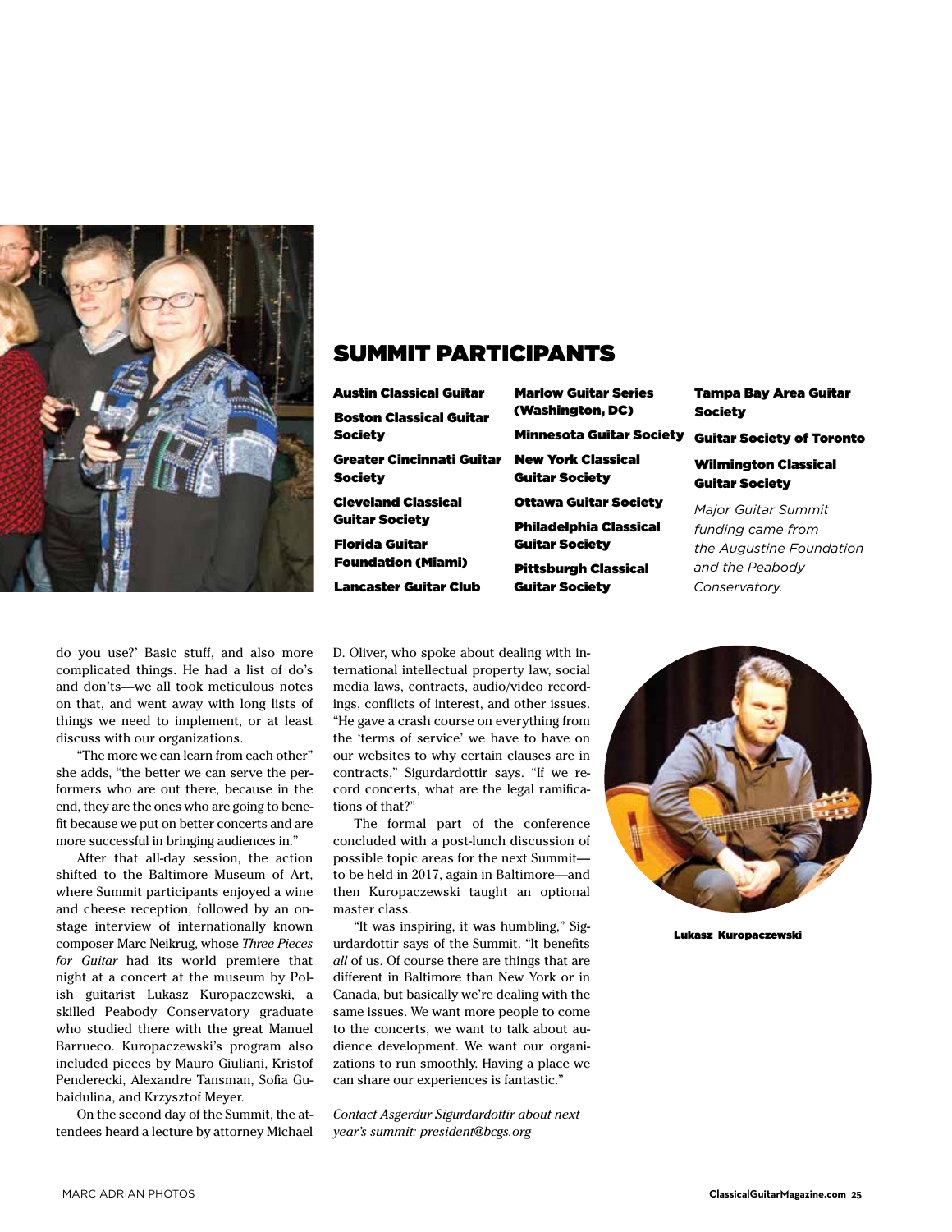## SUMMIT PARTICIPANTS

**Austin Classical Guitar**

**Boston Classical Guitar Society**

**Greater Cincinnati Guitar Society**

**Cleveland Classical Guitar Society**

**Florida Guitar Foundation (Miami)**

**Lancaster Guitar Club**

**Marlow Guitar Series (Washington, DC)**

**Minnesota Guitar Society**

**New York Classical Guitar Society**

**Ottawa Guitar Society**

**Philadelphia Classical Guitar Society**

**Pittsburgh Classical Guitar Society**

**Tampa Bay Area Guitar Society**

**Guitar Society of Toronto**

**Wilmington Classical Guitar Society**

*Major Guitar Summit funding came from the Augustine Foundation and the Peabody Conservatory.*

do you use?' Basic stuff, and also more complicated things. He had a list of do's and don'ts—we all took meticulous notes on that, and went away with long lists of things we need to implement, or at least discuss with our organizations.

"The more we can learn from each other" she adds, "the better we can serve the performers who are out there, because in the end, they are the ones who are going to benefit because we put on better concerts and are more successful in bringing audiences in."

After that all-day session, the action shifted to the Baltimore Museum of Art, where Summit participants enjoyed a wine and cheese reception, followed by an onstage interview of internationally known composer Marc Neikrug, whose *Three Pieces for Guitar* had its world premiere that night at a concert at the museum by Polish guitarist Lukasz Kuropaczewski, a skilled Peabody Conservatory graduate who studied there with the great Manuel Barrueco. Kuropaczewski's program also included pieces by Mauro Giuliani, Kristof Penderecki, Alexandre Tansman, Sofia Gubaidulina, and Krzysztof Meyer.

On the second day of the Summit, the attendees heard a lecture by attorney Michael D. Oliver, who spoke about dealing with international intellectual property law, social media laws, contracts, audio/video recordings, conflicts of interest, and other issues. "He gave a crash course on everything from the 'terms of service' we have to have on our websites to why certain clauses are in contracts," Sigurdardottir says. "If we record concerts, what are the legal ramifications of that?"

The formal part of the conference concluded with a post-lunch discussion of possible topic areas for the next Summit—to be held in 2017, again in Baltimore—and then Kuropaczewski taught an optional master class.

"It was inspiring, it was humbling," Sigurdardottir says of the Summit. "It benefits *all* of us. Of course there are things that are different in Baltimore than New York or in Canada, but basically we're dealing with the same issues. We want more people to come to the concerts, we want to talk about audience development. We want our organizations to run smoothly. Having a place we can share our experiences is fantastic."

*Contact Asgerdur Sigurdardottir about next year's summit: president@bcgs.org*

Lukasz Kuropaczewski

MARC ADRIAN PHOTOS